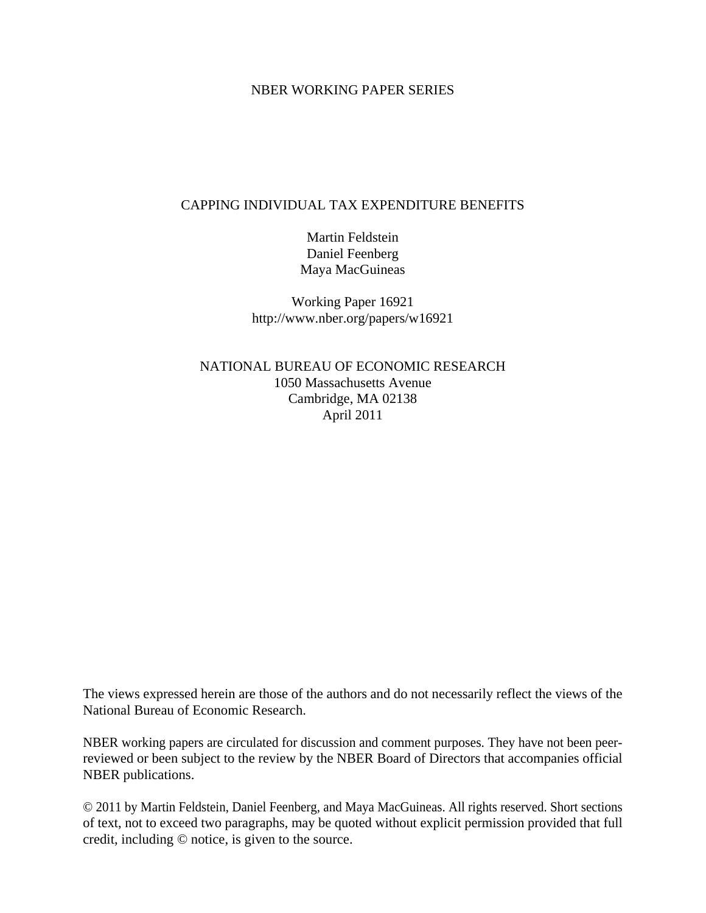NBER WORKING PAPER SERIES

# CAPPING INDIVIDUAL TAX EXPENDITURE BENEFITS

Martin Feldstein
Daniel Feenberg
Maya MacGuineas

Working Paper 16921
http://www.nber.org/papers/w16921

NATIONAL BUREAU OF ECONOMIC RESEARCH
1050 Massachusetts Avenue
Cambridge, MA 02138
April 2011

The views expressed herein are those of the authors and do not necessarily reflect the views of the National Bureau of Economic Research.

NBER working papers are circulated for discussion and comment purposes. They have not been peer-reviewed or been subject to the review by the NBER Board of Directors that accompanies official NBER publications.

© 2011 by Martin Feldstein, Daniel Feenberg, and Maya MacGuineas. All rights reserved. Short sections of text, not to exceed two paragraphs, may be quoted without explicit permission provided that full credit, including © notice, is given to the source.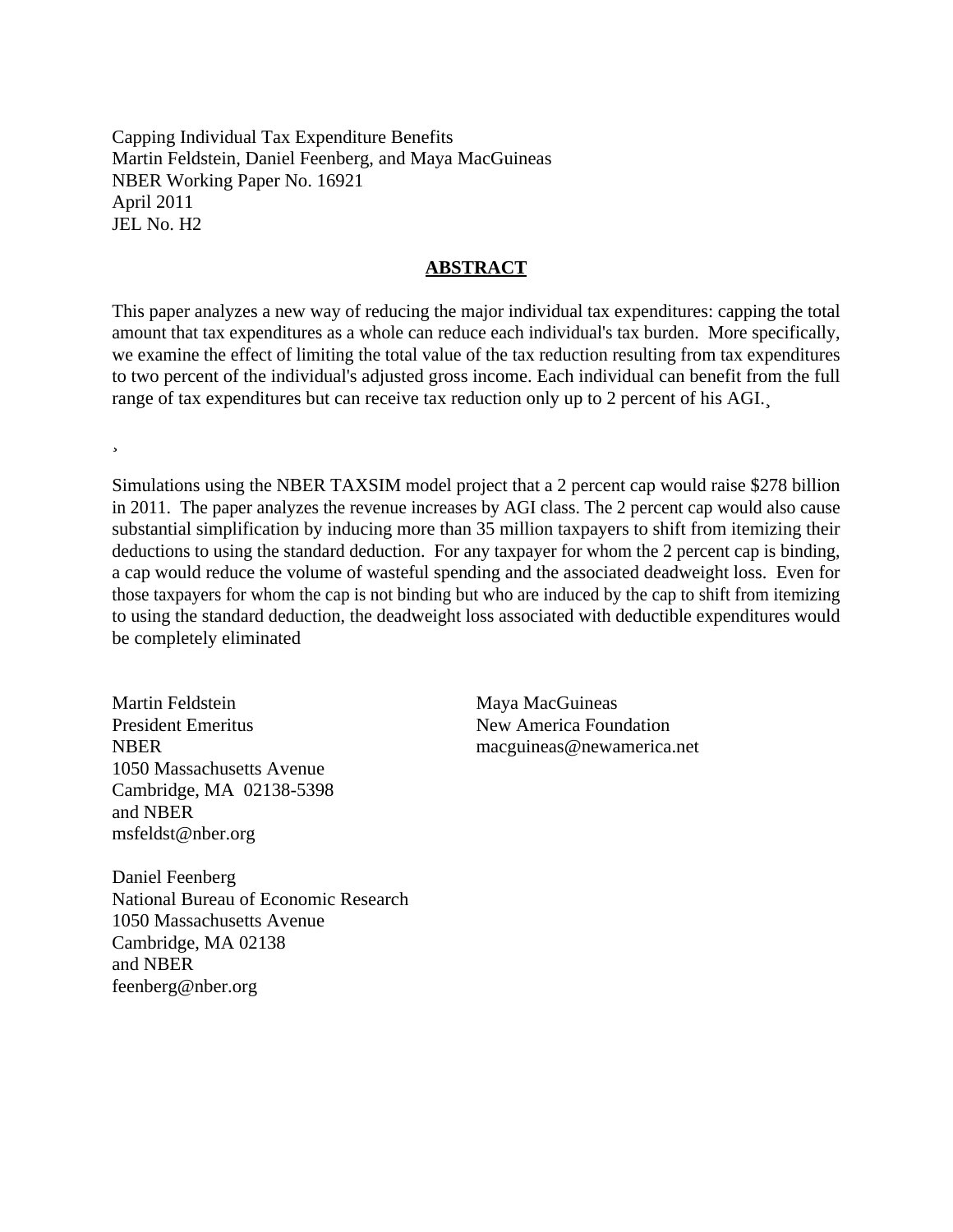Capping Individual Tax Expenditure Benefits
Martin Feldstein, Daniel Feenberg, and Maya MacGuineas
NBER Working Paper No. 16921
April 2011
JEL No. H2

## ABSTRACT

This paper analyzes a new way of reducing the major individual tax expenditures: capping the total amount that tax expenditures as a whole can reduce each individual's tax burden. More specifically, we examine the effect of limiting the total value of the tax reduction resulting from tax expenditures to two percent of the individual's adjusted gross income. Each individual can benefit from the full range of tax expenditures but can receive tax reduction only up to 2 percent of his AGI.¸

¸

Simulations using the NBER TAXSIM model project that a 2 percent cap would raise $278 billion in 2011. The paper analyzes the revenue increases by AGI class. The 2 percent cap would also cause substantial simplification by inducing more than 35 million taxpayers to shift from itemizing their deductions to using the standard deduction. For any taxpayer for whom the 2 percent cap is binding, a cap would reduce the volume of wasteful spending and the associated deadweight loss. Even for those taxpayers for whom the cap is not binding but who are induced by the cap to shift from itemizing to using the standard deduction, the deadweight loss associated with deductible expenditures would be completely eliminated

Martin Feldstein
President Emeritus
NBER
1050 Massachusetts Avenue
Cambridge, MA 02138-5398
and NBER
msfeldst@nber.org

Daniel Feenberg
National Bureau of Economic Research
1050 Massachusetts Avenue
Cambridge, MA 02138
and NBER
feenberg@nber.org

Maya MacGuineas
New America Foundation
macguineas@newamerica.net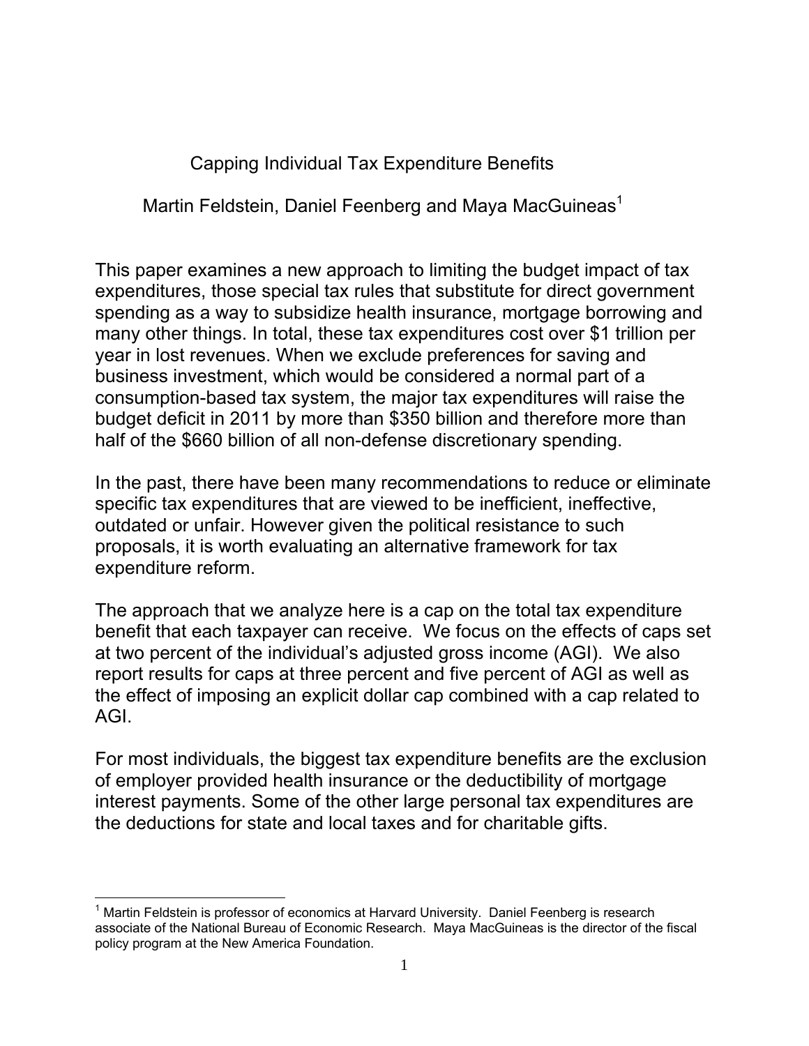# Capping Individual Tax Expenditure Benefits

Martin Feldstein, Daniel Feenberg and Maya MacGuineas[1]

This paper examines a new approach to limiting the budget impact of tax expenditures, those special tax rules that substitute for direct government spending as a way to subsidize health insurance, mortgage borrowing and many other things. In total, these tax expenditures cost over $1 trillion per year in lost revenues. When we exclude preferences for saving and business investment, which would be considered a normal part of a consumption-based tax system, the major tax expenditures will raise the budget deficit in 2011 by more than $350 billion and therefore more than half of the $660 billion of all non-defense discretionary spending.

In the past, there have been many recommendations to reduce or eliminate specific tax expenditures that are viewed to be inefficient, ineffective, outdated or unfair. However given the political resistance to such proposals, it is worth evaluating an alternative framework for tax expenditure reform.

The approach that we analyze here is a cap on the total tax expenditure benefit that each taxpayer can receive. We focus on the effects of caps set at two percent of the individual's adjusted gross income (AGI). We also report results for caps at three percent and five percent of AGI as well as the effect of imposing an explicit dollar cap combined with a cap related to AGI.

For most individuals, the biggest tax expenditure benefits are the exclusion of employer provided health insurance or the deductibility of mortgage interest payments. Some of the other large personal tax expenditures are the deductions for state and local taxes and for charitable gifts.

---

[1] Martin Feldstein is professor of economics at Harvard University. Daniel Feenberg is research associate of the National Bureau of Economic Research. Maya MacGuineas is the director of the fiscal policy program at the New America Foundation.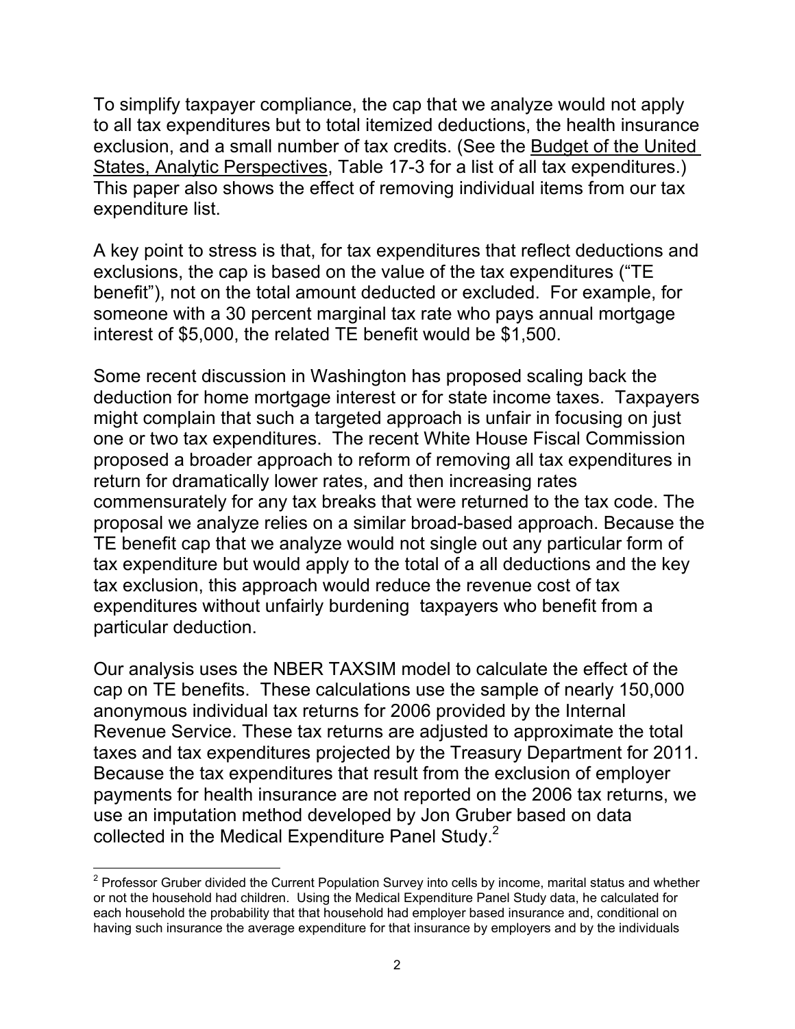To simplify taxpayer compliance, the cap that we analyze would not apply to all tax expenditures but to total itemized deductions, the health insurance exclusion, and a small number of tax credits. (See the Budget of the United States, Analytic Perspectives, Table 17-3 for a list of all tax expenditures.) This paper also shows the effect of removing individual items from our tax expenditure list.

A key point to stress is that, for tax expenditures that reflect deductions and exclusions, the cap is based on the value of the tax expenditures ("TE benefit"), not on the total amount deducted or excluded. For example, for someone with a 30 percent marginal tax rate who pays annual mortgage interest of $5,000, the related TE benefit would be $1,500.

Some recent discussion in Washington has proposed scaling back the deduction for home mortgage interest or for state income taxes. Taxpayers might complain that such a targeted approach is unfair in focusing on just one or two tax expenditures. The recent White House Fiscal Commission proposed a broader approach to reform of removing all tax expenditures in return for dramatically lower rates, and then increasing rates commensurately for any tax breaks that were returned to the tax code. The proposal we analyze relies on a similar broad-based approach. Because the TE benefit cap that we analyze would not single out any particular form of tax expenditure but would apply to the total of a all deductions and the key tax exclusion, this approach would reduce the revenue cost of tax expenditures without unfairly burdening taxpayers who benefit from a particular deduction.

Our analysis uses the NBER TAXSIM model to calculate the effect of the cap on TE benefits. These calculations use the sample of nearly 150,000 anonymous individual tax returns for 2006 provided by the Internal Revenue Service. These tax returns are adjusted to approximate the total taxes and tax expenditures projected by the Treasury Department for 2011. Because the tax expenditures that result from the exclusion of employer payments for health insurance are not reported on the 2006 tax returns, we use an imputation method developed by Jon Gruber based on data collected in the Medical Expenditure Panel Study.[2]

[2] Professor Gruber divided the Current Population Survey into cells by income, marital status and whether or not the household had children. Using the Medical Expenditure Panel Study data, he calculated for each household the probability that that household had employer based insurance and, conditional on having such insurance the average expenditure for that insurance by employers and by the individuals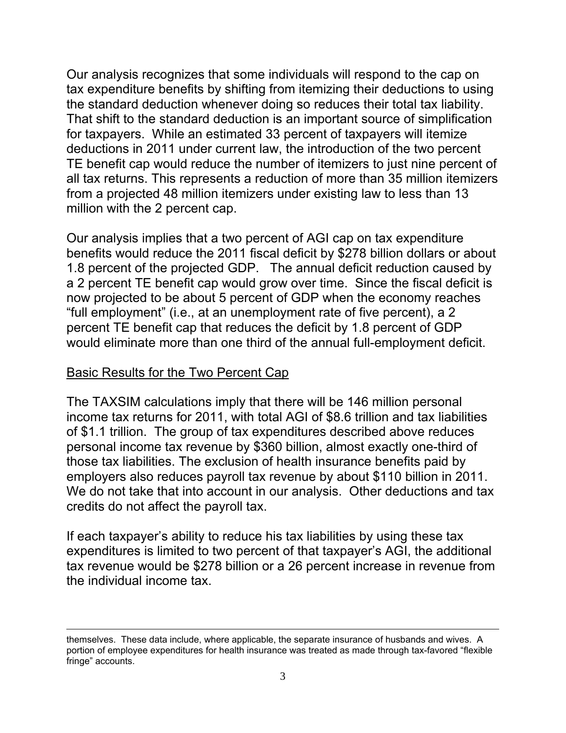Our analysis recognizes that some individuals will respond to the cap on tax expenditure benefits by shifting from itemizing their deductions to using the standard deduction whenever doing so reduces their total tax liability. That shift to the standard deduction is an important source of simplification for taxpayers. While an estimated 33 percent of taxpayers will itemize deductions in 2011 under current law, the introduction of the two percent TE benefit cap would reduce the number of itemizers to just nine percent of all tax returns. This represents a reduction of more than 35 million itemizers from a projected 48 million itemizers under existing law to less than 13 million with the 2 percent cap.

Our analysis implies that a two percent of AGI cap on tax expenditure benefits would reduce the 2011 fiscal deficit by $278 billion dollars or about 1.8 percent of the projected GDP. The annual deficit reduction caused by a 2 percent TE benefit cap would grow over time. Since the fiscal deficit is now projected to be about 5 percent of GDP when the economy reaches "full employment" (i.e., at an unemployment rate of five percent), a 2 percent TE benefit cap that reduces the deficit by 1.8 percent of GDP would eliminate more than one third of the annual full-employment deficit.

## Basic Results for the Two Percent Cap

The TAXSIM calculations imply that there will be 146 million personal income tax returns for 2011, with total AGI of $8.6 trillion and tax liabilities of $1.1 trillion. The group of tax expenditures described above reduces personal income tax revenue by $360 billion, almost exactly one-third of those tax liabilities. The exclusion of health insurance benefits paid by employers also reduces payroll tax revenue by about $110 billion in 2011. We do not take that into account in our analysis. Other deductions and tax credits do not affect the payroll tax.

If each taxpayer's ability to reduce his tax liabilities by using these tax expenditures is limited to two percent of that taxpayer's AGI, the additional tax revenue would be $278 billion or a 26 percent increase in revenue from the individual income tax.

---

themselves. These data include, where applicable, the separate insurance of husbands and wives. A portion of employee expenditures for health insurance was treated as made through tax-favored "flexible fringe" accounts.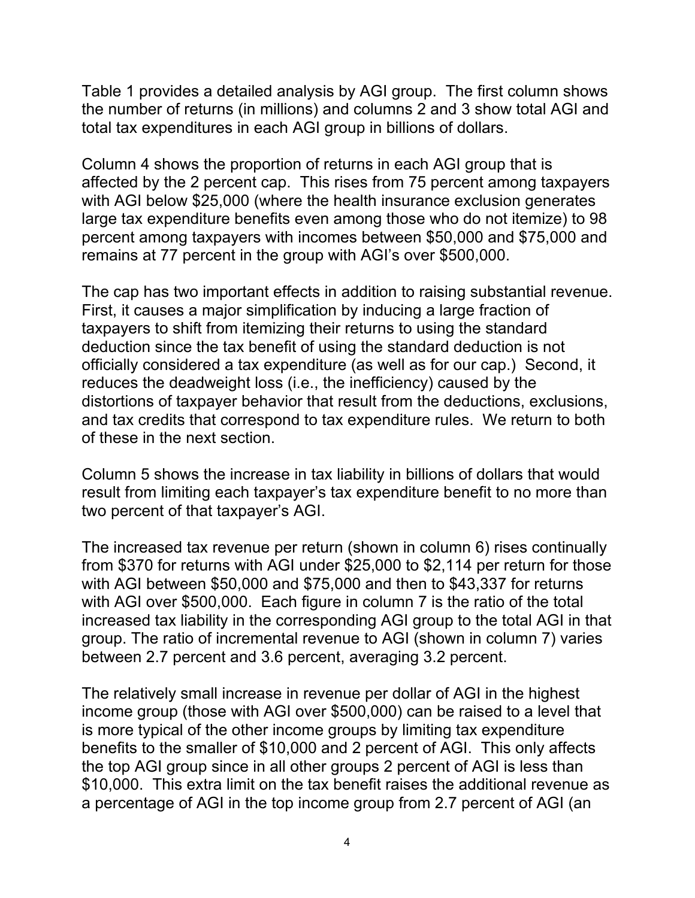Table 1 provides a detailed analysis by AGI group. The first column shows the number of returns (in millions) and columns 2 and 3 show total AGI and total tax expenditures in each AGI group in billions of dollars.

Column 4 shows the proportion of returns in each AGI group that is affected by the 2 percent cap. This rises from 75 percent among taxpayers with AGI below $25,000 (where the health insurance exclusion generates large tax expenditure benefits even among those who do not itemize) to 98 percent among taxpayers with incomes between $50,000 and $75,000 and remains at 77 percent in the group with AGI's over $500,000.

The cap has two important effects in addition to raising substantial revenue. First, it causes a major simplification by inducing a large fraction of taxpayers to shift from itemizing their returns to using the standard deduction since the tax benefit of using the standard deduction is not officially considered a tax expenditure (as well as for our cap.) Second, it reduces the deadweight loss (i.e., the inefficiency) caused by the distortions of taxpayer behavior that result from the deductions, exclusions, and tax credits that correspond to tax expenditure rules. We return to both of these in the next section.

Column 5 shows the increase in tax liability in billions of dollars that would result from limiting each taxpayer's tax expenditure benefit to no more than two percent of that taxpayer's AGI.

The increased tax revenue per return (shown in column 6) rises continually from $370 for returns with AGI under $25,000 to $2,114 per return for those with AGI between $50,000 and $75,000 and then to $43,337 for returns with AGI over $500,000. Each figure in column 7 is the ratio of the total increased tax liability in the corresponding AGI group to the total AGI in that group. The ratio of incremental revenue to AGI (shown in column 7) varies between 2.7 percent and 3.6 percent, averaging 3.2 percent.

The relatively small increase in revenue per dollar of AGI in the highest income group (those with AGI over $500,000) can be raised to a level that is more typical of the other income groups by limiting tax expenditure benefits to the smaller of $10,000 and 2 percent of AGI. This only affects the top AGI group since in all other groups 2 percent of AGI is less than $10,000. This extra limit on the tax benefit raises the additional revenue as a percentage of AGI in the top income group from 2.7 percent of AGI (an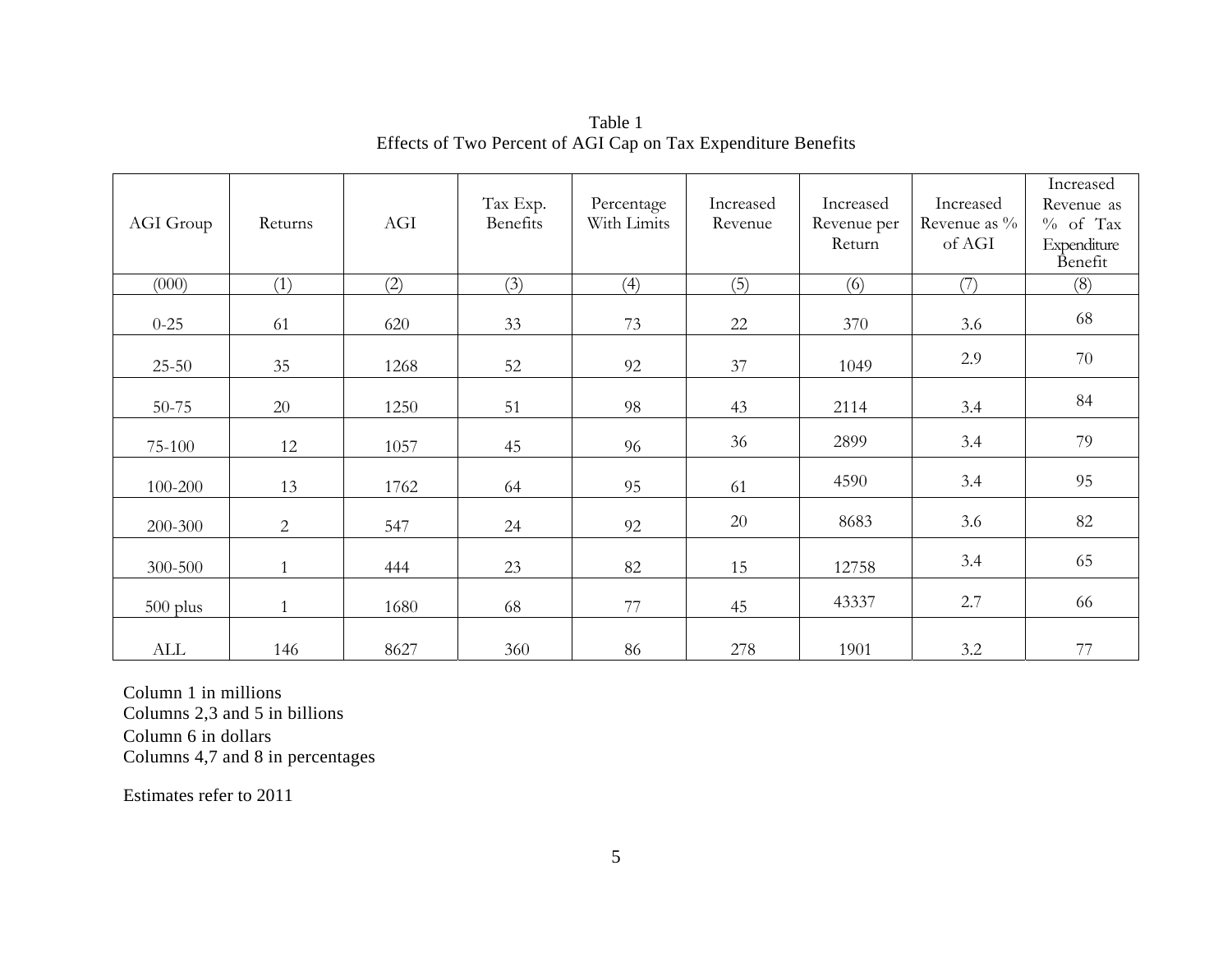Table 1
Effects of Two Percent of AGI Cap on Tax Expenditure Benefits

| AGI Group | Returns | AGI | Tax Exp. Benefits | Percentage With Limits | Increased Revenue | Increased Revenue per Return | Increased Revenue as % of AGI | Increased Revenue as % of Tax Expenditure Benefit |
|---|---|---|---|---|---|---|---|---|
| (000) | (1) | (2) | (3) | (4) | (5) | (6) | (7) | (8) |
| 0-25 | 61 | 620 | 33 | 73 | 22 | 370 | 3.6 | 68 |
| 25-50 | 35 | 1268 | 52 | 92 | 37 | 1049 | 2.9 | 70 |
| 50-75 | 20 | 1250 | 51 | 98 | 43 | 2114 | 3.4 | 84 |
| 75-100 | 12 | 1057 | 45 | 96 | 36 | 2899 | 3.4 | 79 |
| 100-200 | 13 | 1762 | 64 | 95 | 61 | 4590 | 3.4 | 95 |
| 200-300 | 2 | 547 | 24 | 92 | 20 | 8683 | 3.6 | 82 |
| 300-500 | 1 | 444 | 23 | 82 | 15 | 12758 | 3.4 | 65 |
| 500 plus | 1 | 1680 | 68 | 77 | 45 | 43337 | 2.7 | 66 |
| ALL | 146 | 8627 | 360 | 86 | 278 | 1901 | 3.2 | 77 |

Column 1 in millions
Columns 2,3 and 5 in billions
Column 6 in dollars
Columns 4,7 and 8 in percentages

Estimates refer to 2011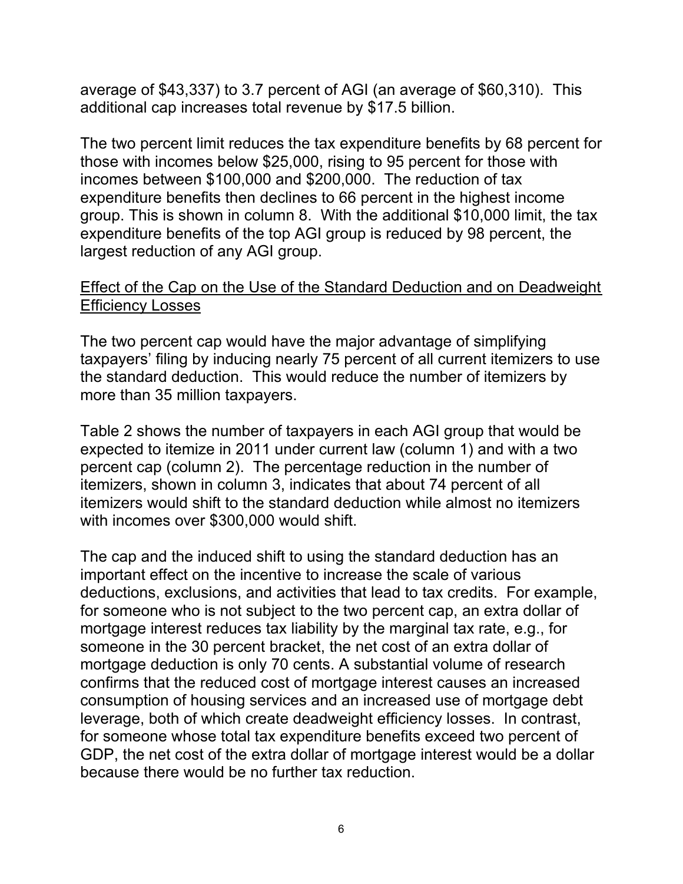average of $43,337) to 3.7 percent of AGI (an average of $60,310). This additional cap increases total revenue by $17.5 billion.

The two percent limit reduces the tax expenditure benefits by 68 percent for those with incomes below $25,000, rising to 95 percent for those with incomes between $100,000 and $200,000. The reduction of tax expenditure benefits then declines to 66 percent in the highest income group. This is shown in column 8. With the additional $10,000 limit, the tax expenditure benefits of the top AGI group is reduced by 98 percent, the largest reduction of any AGI group.

<u>Effect of the Cap on the Use of the Standard Deduction and on Deadweight Efficiency Losses</u>

The two percent cap would have the major advantage of simplifying taxpayers' filing by inducing nearly 75 percent of all current itemizers to use the standard deduction. This would reduce the number of itemizers by more than 35 million taxpayers.

Table 2 shows the number of taxpayers in each AGI group that would be expected to itemize in 2011 under current law (column 1) and with a two percent cap (column 2). The percentage reduction in the number of itemizers, shown in column 3, indicates that about 74 percent of all itemizers would shift to the standard deduction while almost no itemizers with incomes over $300,000 would shift.

The cap and the induced shift to using the standard deduction has an important effect on the incentive to increase the scale of various deductions, exclusions, and activities that lead to tax credits. For example, for someone who is not subject to the two percent cap, an extra dollar of mortgage interest reduces tax liability by the marginal tax rate, e.g., for someone in the 30 percent bracket, the net cost of an extra dollar of mortgage deduction is only 70 cents. A substantial volume of research confirms that the reduced cost of mortgage interest causes an increased consumption of housing services and an increased use of mortgage debt leverage, both of which create deadweight efficiency losses. In contrast, for someone whose total tax expenditure benefits exceed two percent of GDP, the net cost of the extra dollar of mortgage interest would be a dollar because there would be no further tax reduction.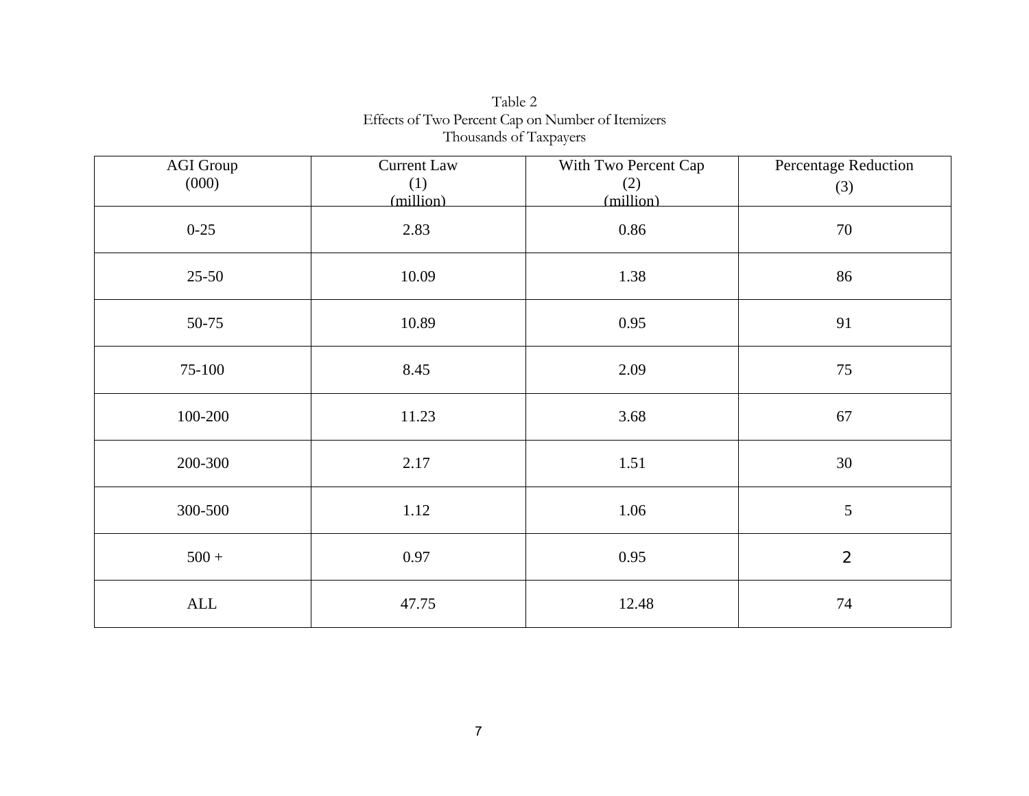Table 2
Effects of Two Percent Cap on Number of Itemizers
Thousands of Taxpayers

| AGI Group (000) | Current Law (1) (million) | With Two Percent Cap (2) (million) | Percentage Reduction (3) |
|---|---|---|---|
| 0-25 | 2.83 | 0.86 | 70 |
| 25-50 | 10.09 | 1.38 | 86 |
| 50-75 | 10.89 | 0.95 | 91 |
| 75-100 | 8.45 | 2.09 | 75 |
| 100-200 | 11.23 | 3.68 | 67 |
| 200-300 | 2.17 | 1.51 | 30 |
| 300-500 | 1.12 | 1.06 | 5 |
| 500 + | 0.97 | 0.95 | 2 |
| ALL | 47.75 | 12.48 | 74 |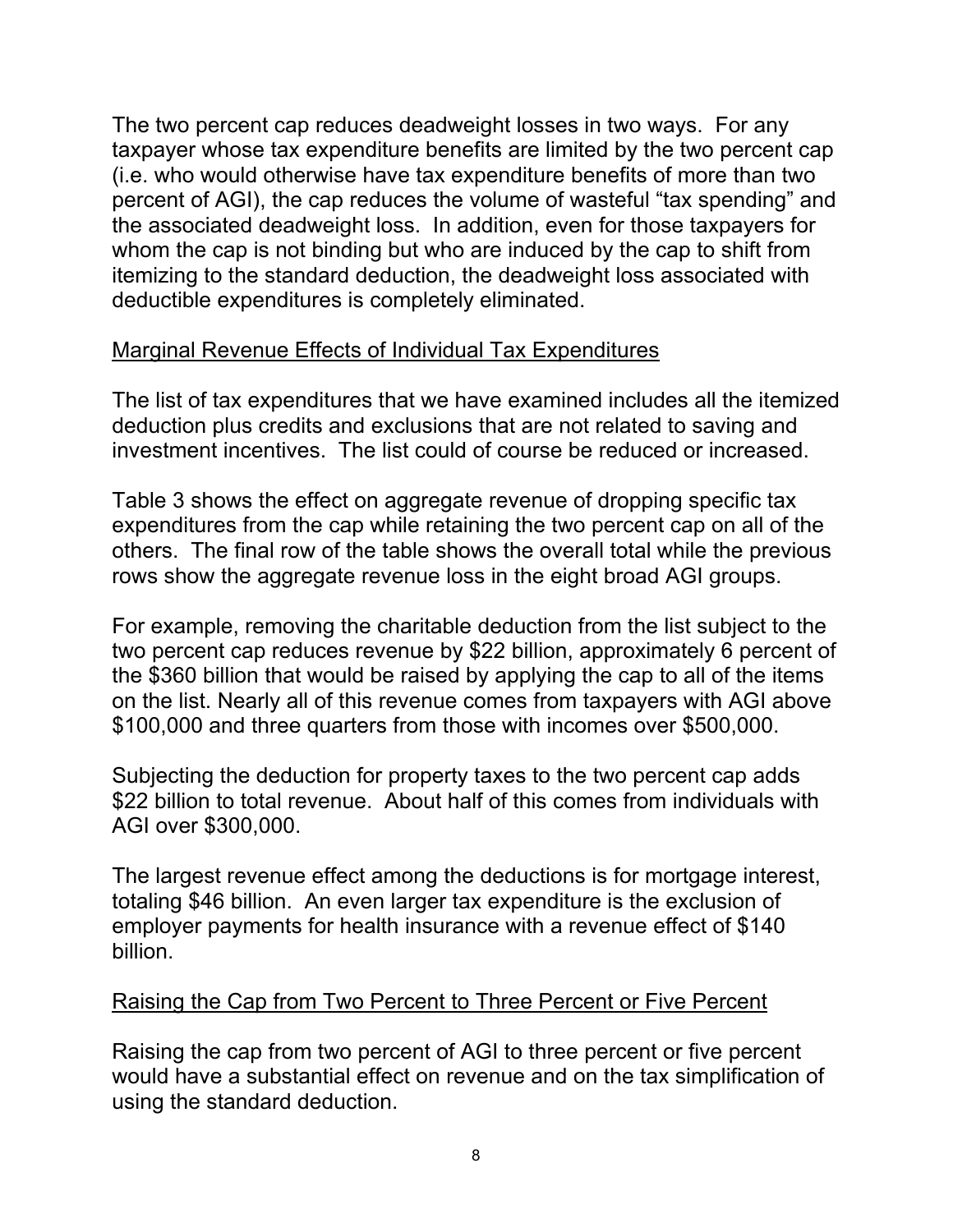The two percent cap reduces deadweight losses in two ways. For any taxpayer whose tax expenditure benefits are limited by the two percent cap (i.e. who would otherwise have tax expenditure benefits of more than two percent of AGI), the cap reduces the volume of wasteful "tax spending" and the associated deadweight loss. In addition, even for those taxpayers for whom the cap is not binding but who are induced by the cap to shift from itemizing to the standard deduction, the deadweight loss associated with deductible expenditures is completely eliminated.

## Marginal Revenue Effects of Individual Tax Expenditures

The list of tax expenditures that we have examined includes all the itemized deduction plus credits and exclusions that are not related to saving and investment incentives. The list could of course be reduced or increased.

Table 3 shows the effect on aggregate revenue of dropping specific tax expenditures from the cap while retaining the two percent cap on all of the others. The final row of the table shows the overall total while the previous rows show the aggregate revenue loss in the eight broad AGI groups.

For example, removing the charitable deduction from the list subject to the two percent cap reduces revenue by $22 billion, approximately 6 percent of the $360 billion that would be raised by applying the cap to all of the items on the list. Nearly all of this revenue comes from taxpayers with AGI above $100,000 and three quarters from those with incomes over $500,000.

Subjecting the deduction for property taxes to the two percent cap adds $22 billion to total revenue. About half of this comes from individuals with AGI over $300,000.

The largest revenue effect among the deductions is for mortgage interest, totaling $46 billion. An even larger tax expenditure is the exclusion of employer payments for health insurance with a revenue effect of $140 billion.

## Raising the Cap from Two Percent to Three Percent or Five Percent

Raising the cap from two percent of AGI to three percent or five percent would have a substantial effect on revenue and on the tax simplification of using the standard deduction.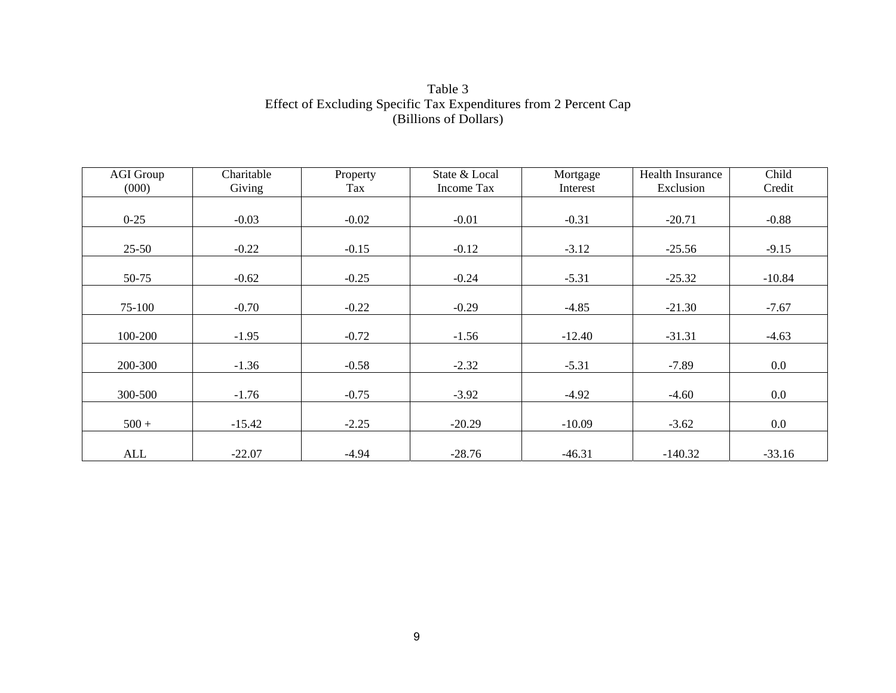Table 3
Effect of Excluding Specific Tax Expenditures from 2 Percent Cap
(Billions of Dollars)

| AGI Group (000) | Charitable Giving | Property Tax | State & Local Income Tax | Mortgage Interest | Health Insurance Exclusion | Child Credit |
|---|---|---|---|---|---|---|
| 0-25 | -0.03 | -0.02 | -0.01 | -0.31 | -20.71 | -0.88 |
| 25-50 | -0.22 | -0.15 | -0.12 | -3.12 | -25.56 | -9.15 |
| 50-75 | -0.62 | -0.25 | -0.24 | -5.31 | -25.32 | -10.84 |
| 75-100 | -0.70 | -0.22 | -0.29 | -4.85 | -21.30 | -7.67 |
| 100-200 | -1.95 | -0.72 | -1.56 | -12.40 | -31.31 | -4.63 |
| 200-300 | -1.36 | -0.58 | -2.32 | -5.31 | -7.89 | 0.0 |
| 300-500 | -1.76 | -0.75 | -3.92 | -4.92 | -4.60 | 0.0 |
| 500 + | -15.42 | -2.25 | -20.29 | -10.09 | -3.62 | 0.0 |
| ALL | -22.07 | -4.94 | -28.76 | -46.31 | -140.32 | -33.16 |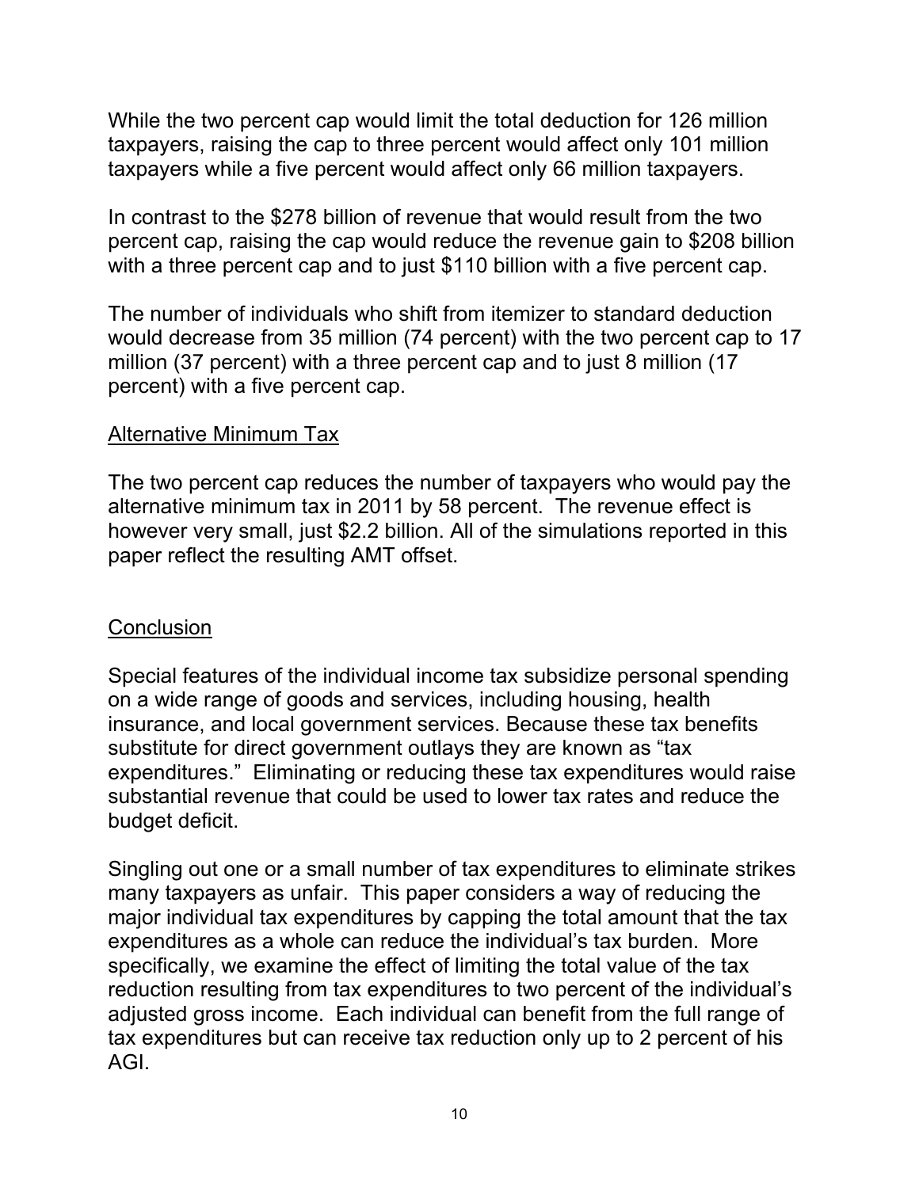While the two percent cap would limit the total deduction for 126 million taxpayers, raising the cap to three percent would affect only 101 million taxpayers while a five percent would affect only 66 million taxpayers.

In contrast to the $278 billion of revenue that would result from the two percent cap, raising the cap would reduce the revenue gain to $208 billion with a three percent cap and to just $110 billion with a five percent cap.

The number of individuals who shift from itemizer to standard deduction would decrease from 35 million (74 percent) with the two percent cap to 17 million (37 percent) with a three percent cap and to just 8 million (17 percent) with a five percent cap.

## Alternative Minimum Tax

The two percent cap reduces the number of taxpayers who would pay the alternative minimum tax in 2011 by 58 percent. The revenue effect is however very small, just $2.2 billion. All of the simulations reported in this paper reflect the resulting AMT offset.

## Conclusion

Special features of the individual income tax subsidize personal spending on a wide range of goods and services, including housing, health insurance, and local government services. Because these tax benefits substitute for direct government outlays they are known as "tax expenditures." Eliminating or reducing these tax expenditures would raise substantial revenue that could be used to lower tax rates and reduce the budget deficit.

Singling out one or a small number of tax expenditures to eliminate strikes many taxpayers as unfair. This paper considers a way of reducing the major individual tax expenditures by capping the total amount that the tax expenditures as a whole can reduce the individual's tax burden. More specifically, we examine the effect of limiting the total value of the tax reduction resulting from tax expenditures to two percent of the individual's adjusted gross income. Each individual can benefit from the full range of tax expenditures but can receive tax reduction only up to 2 percent of his AGI.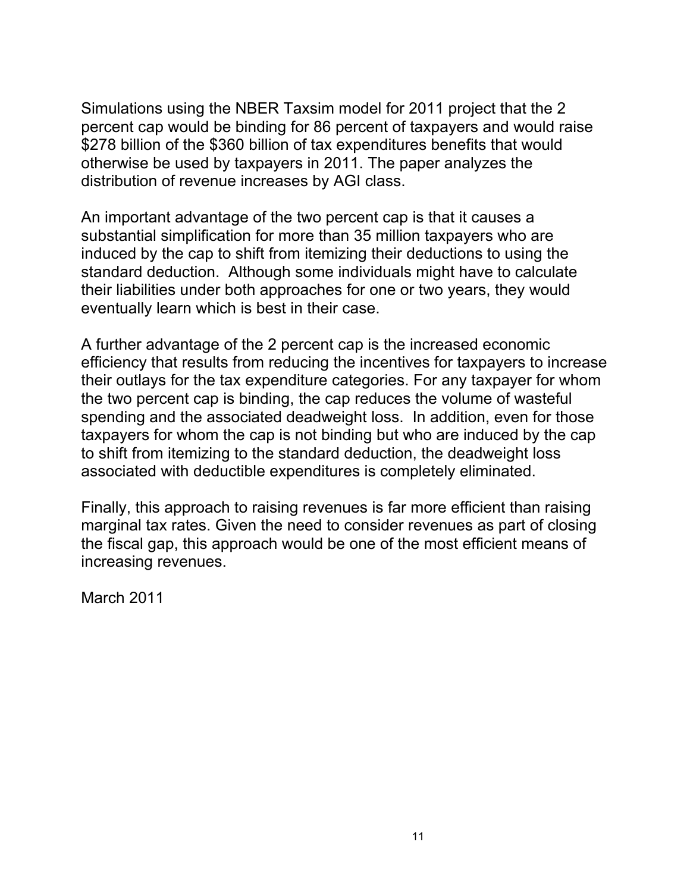Simulations using the NBER Taxsim model for 2011 project that the 2 percent cap would be binding for 86 percent of taxpayers and would raise $278 billion of the $360 billion of tax expenditures benefits that would otherwise be used by taxpayers in 2011. The paper analyzes the distribution of revenue increases by AGI class.

An important advantage of the two percent cap is that it causes a substantial simplification for more than 35 million taxpayers who are induced by the cap to shift from itemizing their deductions to using the standard deduction. Although some individuals might have to calculate their liabilities under both approaches for one or two years, they would eventually learn which is best in their case.

A further advantage of the 2 percent cap is the increased economic efficiency that results from reducing the incentives for taxpayers to increase their outlays for the tax expenditure categories. For any taxpayer for whom the two percent cap is binding, the cap reduces the volume of wasteful spending and the associated deadweight loss. In addition, even for those taxpayers for whom the cap is not binding but who are induced by the cap to shift from itemizing to the standard deduction, the deadweight loss associated with deductible expenditures is completely eliminated.

Finally, this approach to raising revenues is far more efficient than raising marginal tax rates. Given the need to consider revenues as part of closing the fiscal gap, this approach would be one of the most efficient means of increasing revenues.

March 2011